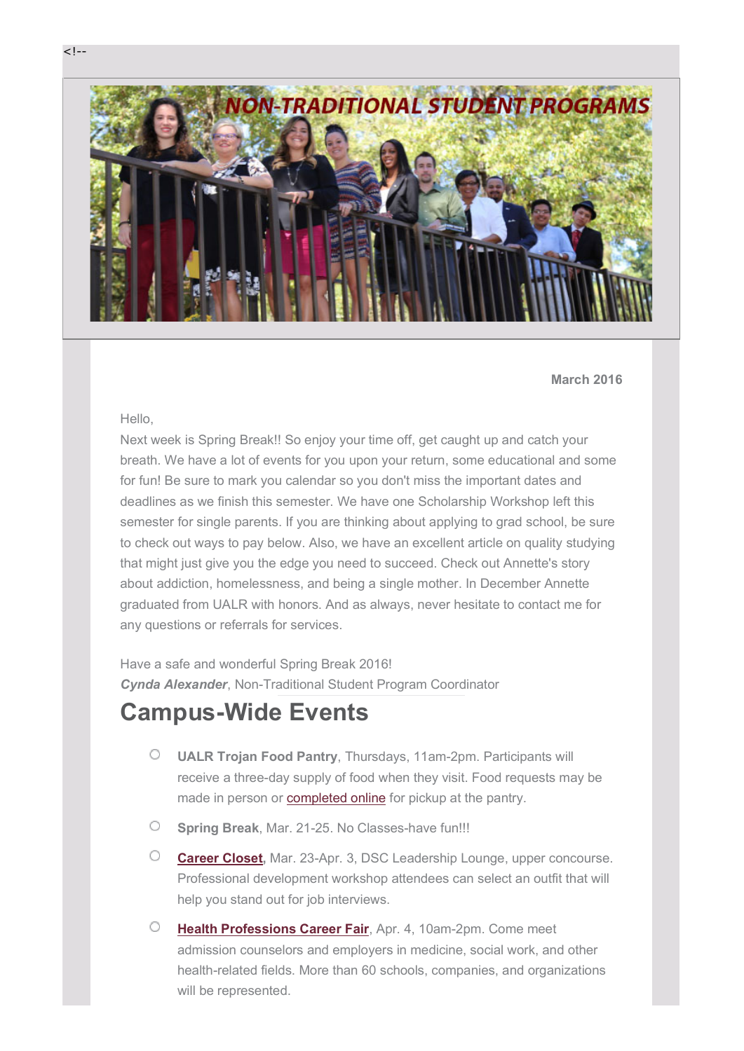<!--

NON-TRADITIONAL STUDENT PROGRAMS

**March 2016**

Hello,
Next week is Spring Break!! So enjoy your time off, get caught up and catch your breath. We have a lot of events for you upon your return, some educational and some for fun! Be sure to mark you calendar so you don't miss the important dates and deadlines as we finish this semester. We have one Scholarship Workshop left this semester for single parents. If you are thinking about applying to grad school, be sure to check out ways to pay below. Also, we have an excellent article on quality studying that might just give you the edge you need to succeed. Check out Annette's story about addiction, homelessness, and being a single mother. In December Annette graduated from UALR with honors. And as always, never hesitate to contact me for any questions or referrals for services.

Have a safe and wonderful Spring Break 2016!
***Cynda Alexander***, Non-Traditional Student Program Coordinator

# Campus-Wide Events

- **UALR Trojan Food Pantry**, Thursdays, 11am-2pm. Participants will receive a three-day supply of food when they visit. Food requests may be made in person or completed online for pickup at the pantry.
- **Spring Break**, Mar. 21-25. No Classes-have fun!!!
- **Career Closet**, Mar. 23-Apr. 3, DSC Leadership Lounge, upper concourse. Professional development workshop attendees can select an outfit that will help you stand out for job interviews.
- **Health Professions Career Fair**, Apr. 4, 10am-2pm. Come meet admission counselors and employers in medicine, social work, and other health-related fields. More than 60 schools, companies, and organizations will be represented.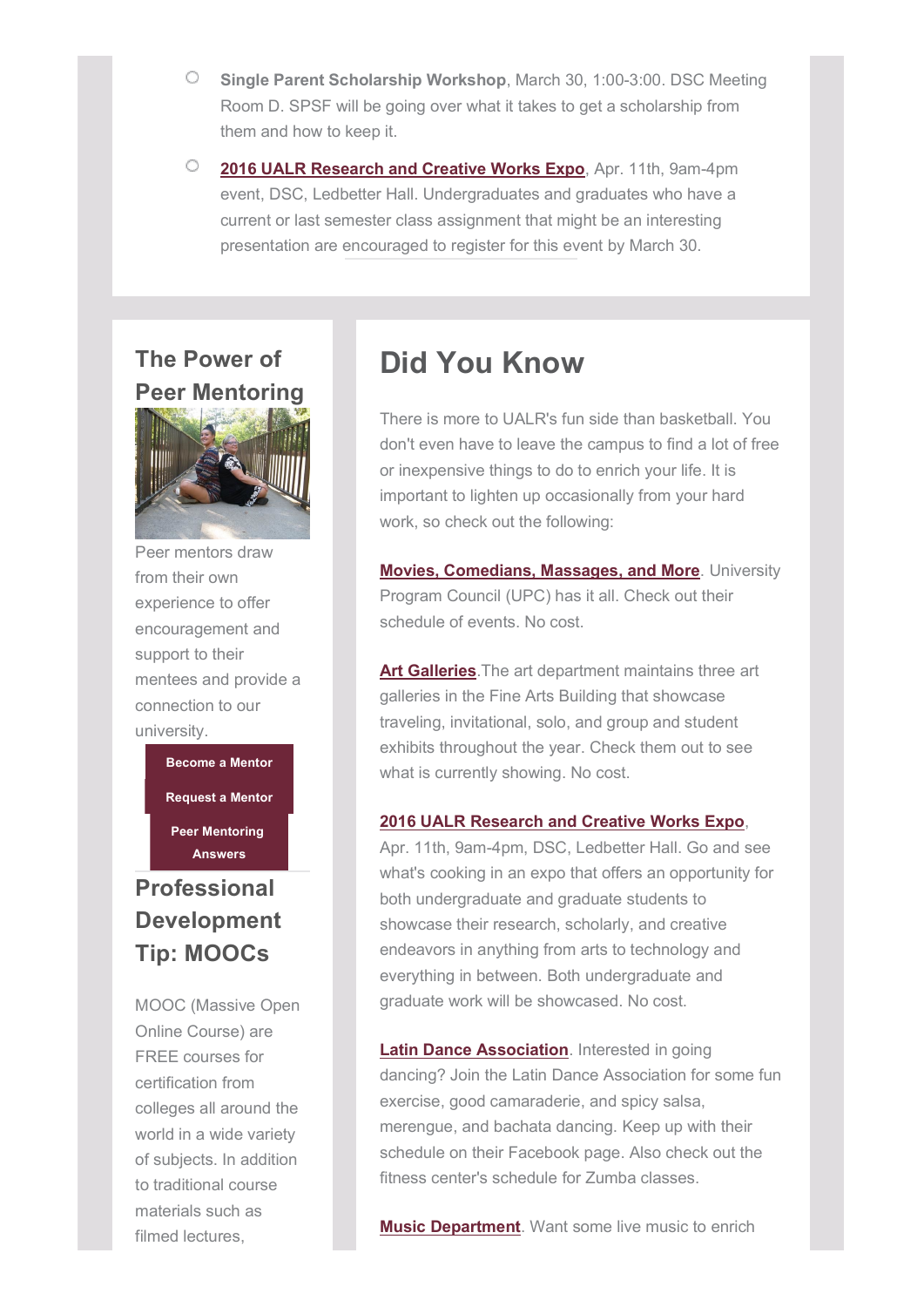- **Single Parent Scholarship Workshop**, March 30, 1:00-3:00. DSC Meeting Room D. SPSF will be going over what it takes to get a scholarship from them and how to keep it.
- **2016 UALR Research and Creative Works Expo**, Apr. 11th, 9am-4pm event, DSC, Ledbetter Hall. Undergraduates and graduates who have a current or last semester class assignment that might be an interesting presentation are encouraged to register for this event by March 30.

## The Power of Peer Mentoring

Peer mentors draw from their own experience to offer encouragement and support to their mentees and provide a connection to our university.

**Become a Mentor**

**Request a Mentor**

**Peer Mentoring Answers**

## Professional Development Tip: MOOCs

MOOC (Massive Open Online Course) are FREE courses for certification from colleges all around the world in a wide variety of subjects. In addition to traditional course materials such as filmed lectures,

# Did You Know

There is more to UALR's fun side than basketball. You don't even have to leave the campus to find a lot of free or inexpensive things to do to enrich your life. It is important to lighten up occasionally from your hard work, so check out the following:

**Movies, Comedians, Massages, and More**. University Program Council (UPC) has it all. Check out their schedule of events. No cost.

**Art Galleries**.The art department maintains three art galleries in the Fine Arts Building that showcase traveling, invitational, solo, and group and student exhibits throughout the year. Check them out to see what is currently showing. No cost.

**2016 UALR Research and Creative Works Expo**, Apr. 11th, 9am-4pm, DSC, Ledbetter Hall. Go and see what's cooking in an expo that offers an opportunity for both undergraduate and graduate students to showcase their research, scholarly, and creative endeavors in anything from arts to technology and everything in between. Both undergraduate and graduate work will be showcased. No cost.

**Latin Dance Association**. Interested in going dancing? Join the Latin Dance Association for some fun exercise, good camaraderie, and spicy salsa, merengue, and bachata dancing. Keep up with their schedule on their Facebook page. Also check out the fitness center's schedule for Zumba classes.

**Music Department**. Want some live music to enrich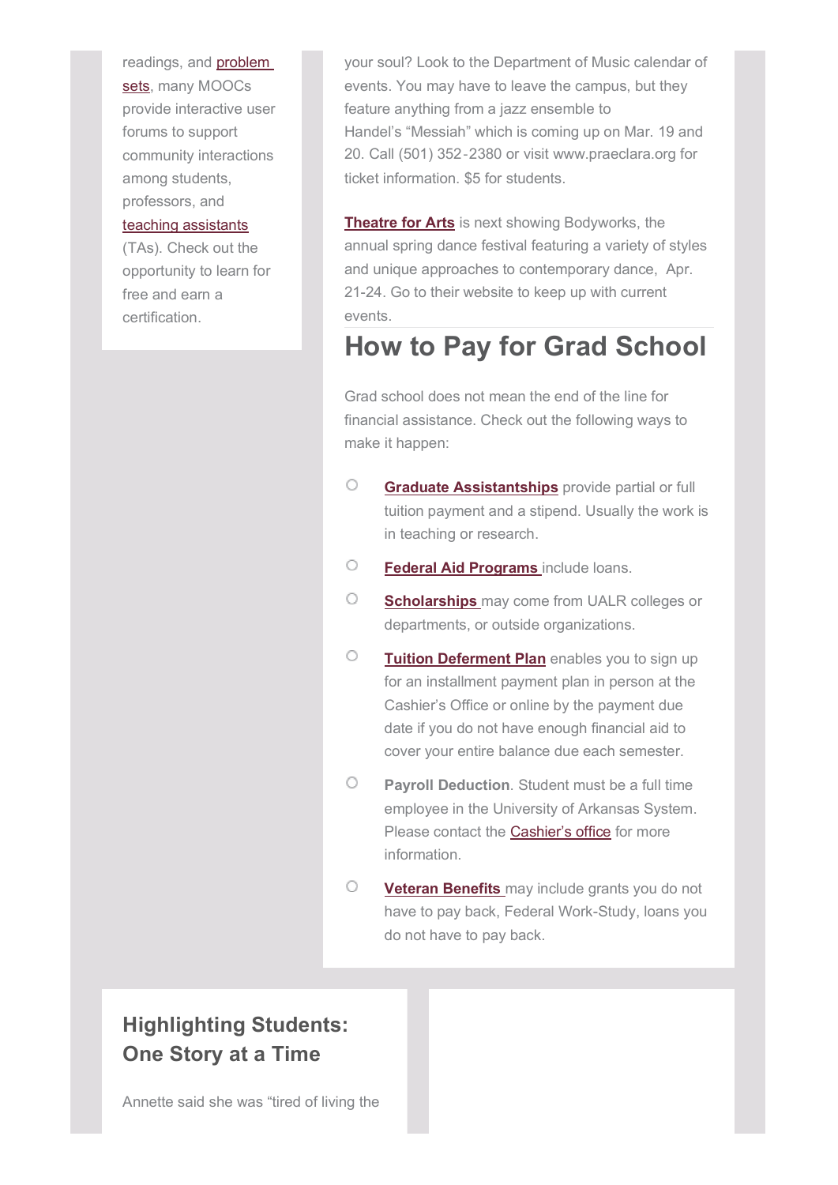readings, and problem sets, many MOOCs provide interactive user forums to support community interactions among students, professors, and teaching assistants (TAs). Check out the opportunity to learn for free and earn a certification.

your soul? Look to the Department of Music calendar of events. You may have to leave the campus, but they feature anything from a jazz ensemble to Handel's "Messiah" which is coming up on Mar. 19 and 20. Call (501) 352-2380 or visit www.praeclara.org for ticket information. $5 for students.

**Theatre for Arts** is next showing Bodyworks, the annual spring dance festival featuring a variety of styles and unique approaches to contemporary dance, Apr. 21-24. Go to their website to keep up with current events.

# How to Pay for Grad School

Grad school does not mean the end of the line for financial assistance. Check out the following ways to make it happen:

- **Graduate Assistantships** provide partial or full tuition payment and a stipend. Usually the work is in teaching or research.
- **Federal Aid Programs** include loans.
- **Scholarships** may come from UALR colleges or departments, or outside organizations.
- **Tuition Deferment Plan** enables you to sign up for an installment payment plan in person at the Cashier's Office or online by the payment due date if you do not have enough financial aid to cover your entire balance due each semester.
- **Payroll Deduction**. Student must be a full time employee in the University of Arkansas System. Please contact the Cashier's office for more information.
- **Veteran Benefits** may include grants you do not have to pay back, Federal Work-Study, loans you do not have to pay back.

## Highlighting Students: One Story at a Time

Annette said she was "tired of living the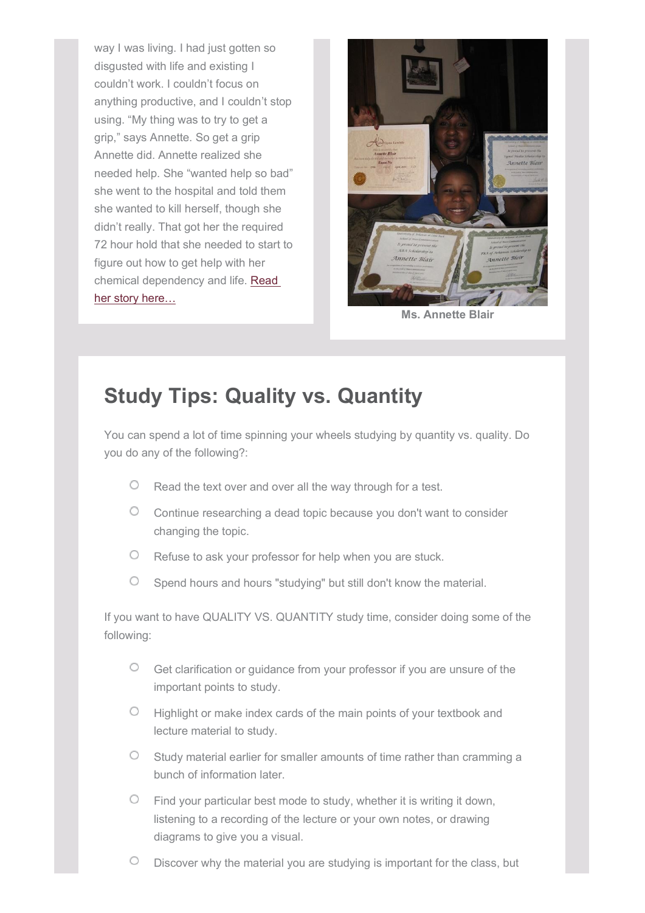way I was living. I had just gotten so disgusted with life and existing I couldn't work. I couldn't focus on anything productive, and I couldn't stop using. "My thing was to try to get a grip," says Annette. So get a grip Annette did. Annette realized she needed help. She "wanted help so bad" she went to the hospital and told them she wanted to kill herself, though she didn't really. That got her the required 72 hour hold that she needed to start to figure out how to get help with her chemical dependency and life. Read her story here…

**Ms. Annette Blair**

## Study Tips: Quality vs. Quantity

You can spend a lot of time spinning your wheels studying by quantity vs. quality. Do you do any of the following?:

- Read the text over and over all the way through for a test.
- Continue researching a dead topic because you don't want to consider changing the topic.
- Refuse to ask your professor for help when you are stuck.
- Spend hours and hours "studying" but still don't know the material.

If you want to have QUALITY VS. QUANTITY study time, consider doing some of the following:

- Get clarification or guidance from your professor if you are unsure of the important points to study.
- Highlight or make index cards of the main points of your textbook and lecture material to study.
- Study material earlier for smaller amounts of time rather than cramming a bunch of information later.
- Find your particular best mode to study, whether it is writing it down, listening to a recording of the lecture or your own notes, or drawing diagrams to give you a visual.
- Discover why the material you are studying is important for the class, but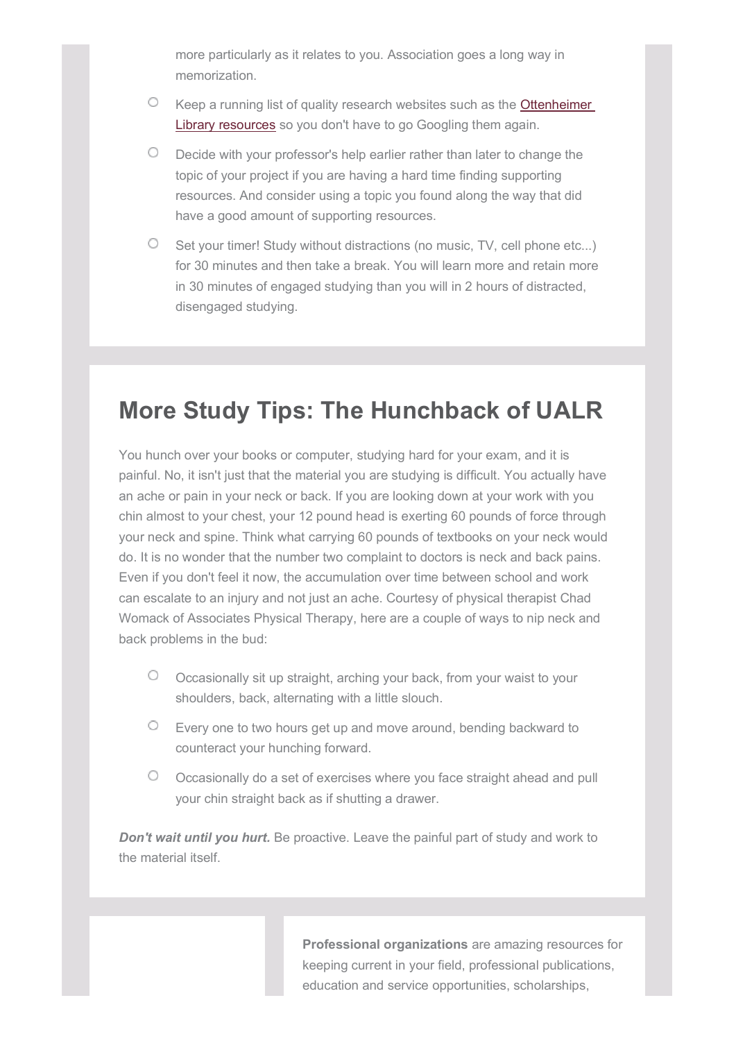more particularly as it relates to you. Association goes a long way in memorization.

- Keep a running list of quality research websites such as the Ottenheimer Library resources so you don't have to go Googling them again.
- Decide with your professor's help earlier rather than later to change the topic of your project if you are having a hard time finding supporting resources. And consider using a topic you found along the way that did have a good amount of supporting resources.
- Set your timer! Study without distractions (no music, TV, cell phone etc...) for 30 minutes and then take a break. You will learn more and retain more in 30 minutes of engaged studying than you will in 2 hours of distracted, disengaged studying.

## More Study Tips: The Hunchback of UALR

You hunch over your books or computer, studying hard for your exam, and it is painful. No, it isn't just that the material you are studying is difficult. You actually have an ache or pain in your neck or back. If you are looking down at your work with you chin almost to your chest, your 12 pound head is exerting 60 pounds of force through your neck and spine. Think what carrying 60 pounds of textbooks on your neck would do. It is no wonder that the number two complaint to doctors is neck and back pains. Even if you don't feel it now, the accumulation over time between school and work can escalate to an injury and not just an ache. Courtesy of physical therapist Chad Womack of Associates Physical Therapy, here are a couple of ways to nip neck and back problems in the bud:

- Occasionally sit up straight, arching your back, from your waist to your shoulders, back, alternating with a little slouch.
- Every one to two hours get up and move around, bending backward to counteract your hunching forward.
- Occasionally do a set of exercises where you face straight ahead and pull your chin straight back as if shutting a drawer.

***Don't wait until you hurt.*** Be proactive. Leave the painful part of study and work to the material itself.

**Professional organizations** are amazing resources for keeping current in your field, professional publications, education and service opportunities, scholarships,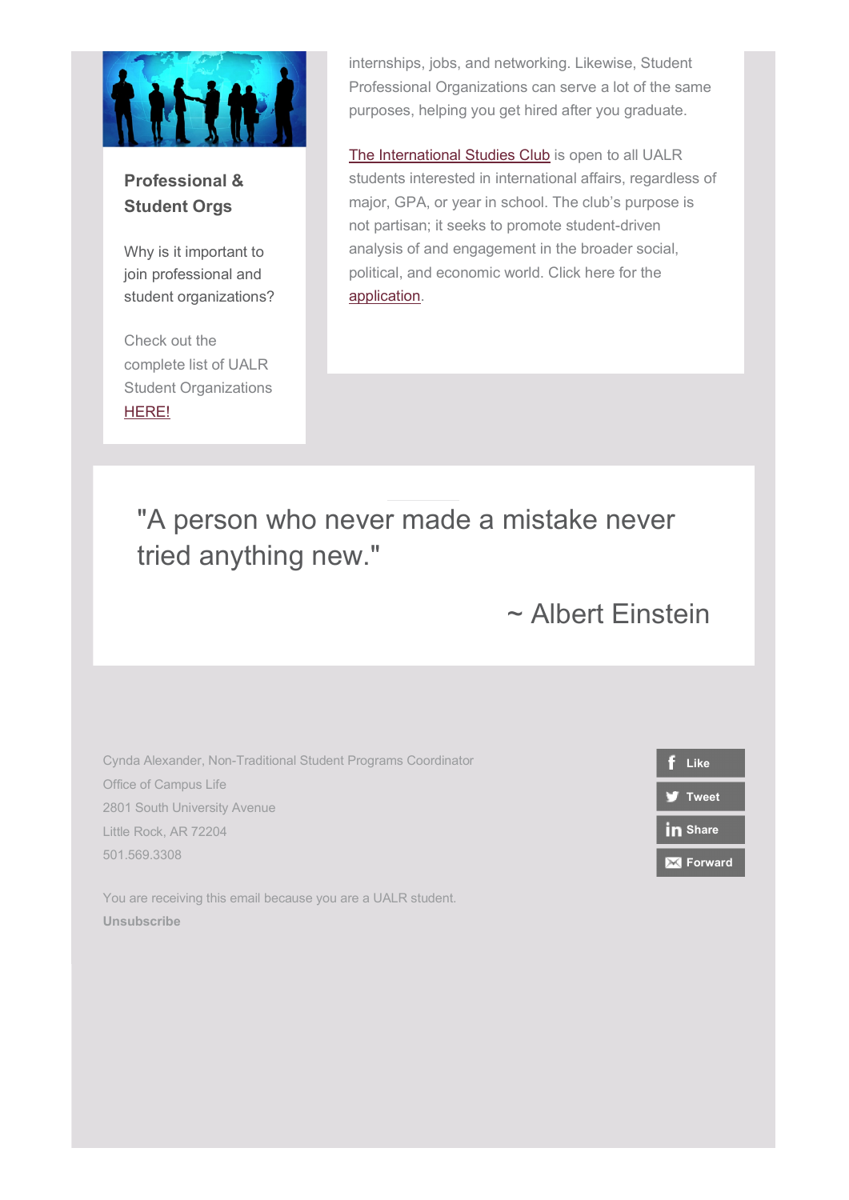### Professional & Student Orgs

Why is it important to join professional and student organizations?

Check out the complete list of UALR Student Organizations HERE!

internships, jobs, and networking. Likewise, Student Professional Organizations can serve a lot of the same purposes, helping you get hired after you graduate.

The International Studies Club is open to all UALR students interested in international affairs, regardless of major, GPA, or year in school. The club's purpose is not partisan; it seeks to promote student-driven analysis of and engagement in the broader social, political, and economic world. Click here for the application.

"A person who never made a mistake never tried anything new."

~ Albert Einstein

Cynda Alexander, Non-Traditional Student Programs Coordinator
Office of Campus Life
2801 South University Avenue
Little Rock, AR 72204
501.569.3308

Like
Tweet
Share
Forward

You are receiving this email because you are a UALR student.
**Unsubscribe**